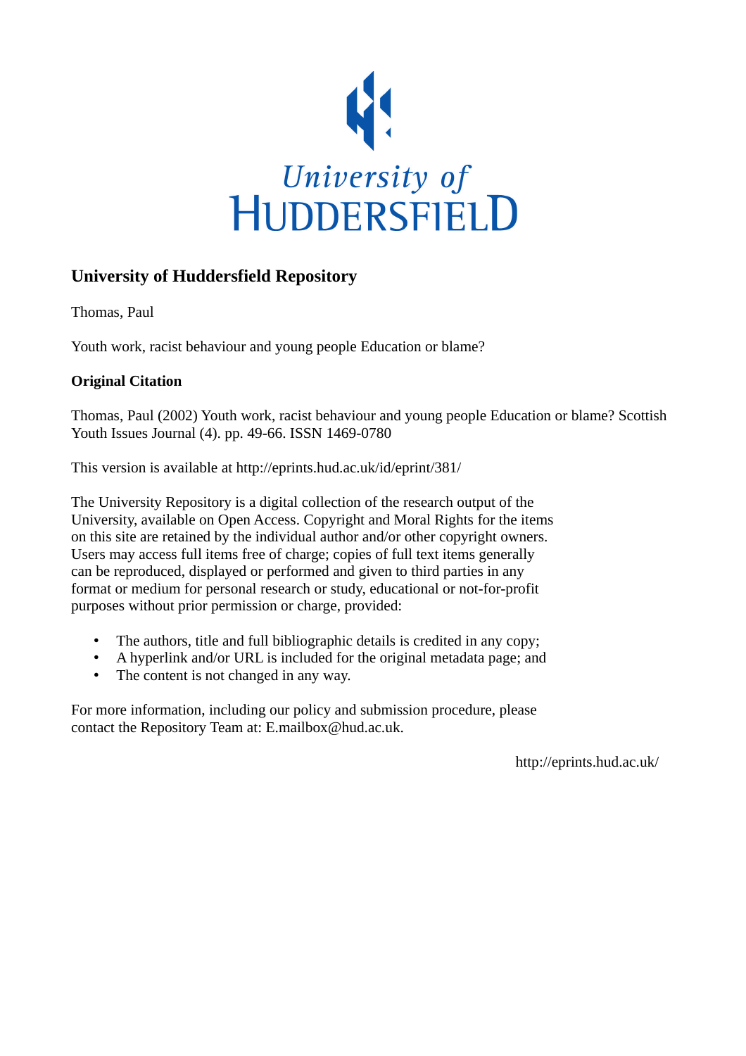University of
HUDDERSFIELD

## University of Huddersfield Repository

Thomas, Paul

Youth work, racist behaviour and young people Education or blame?

**Original Citation**

Thomas, Paul (2002) Youth work, racist behaviour and young people Education or blame? Scottish Youth Issues Journal (4). pp. 49-66. ISSN 1469-0780

This version is available at http://eprints.hud.ac.uk/id/eprint/381/

The University Repository is a digital collection of the research output of the University, available on Open Access. Copyright and Moral Rights for the items on this site are retained by the individual author and/or other copyright owners. Users may access full items free of charge; copies of full text items generally can be reproduced, displayed or performed and given to third parties in any format or medium for personal research or study, educational or not-for-profit purposes without prior permission or charge, provided:

- The authors, title and full bibliographic details is credited in any copy;
- A hyperlink and/or URL is included for the original metadata page; and
- The content is not changed in any way.

For more information, including our policy and submission procedure, please contact the Repository Team at: E.mailbox@hud.ac.uk.

http://eprints.hud.ac.uk/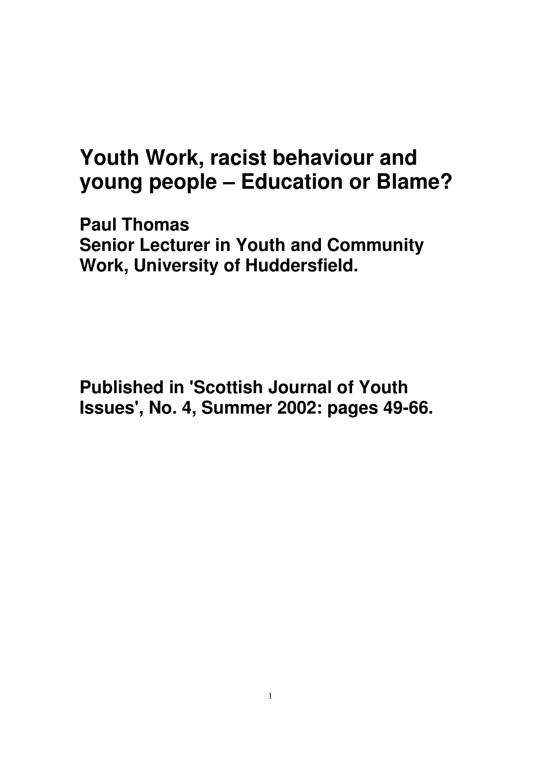# Youth Work, racist behaviour and young people – Education or Blame?

**Paul Thomas**
**Senior Lecturer in Youth and Community Work, University of Huddersfield.**

**Published in 'Scottish Journal of Youth Issues', No. 4, Summer 2002: pages 49-66.**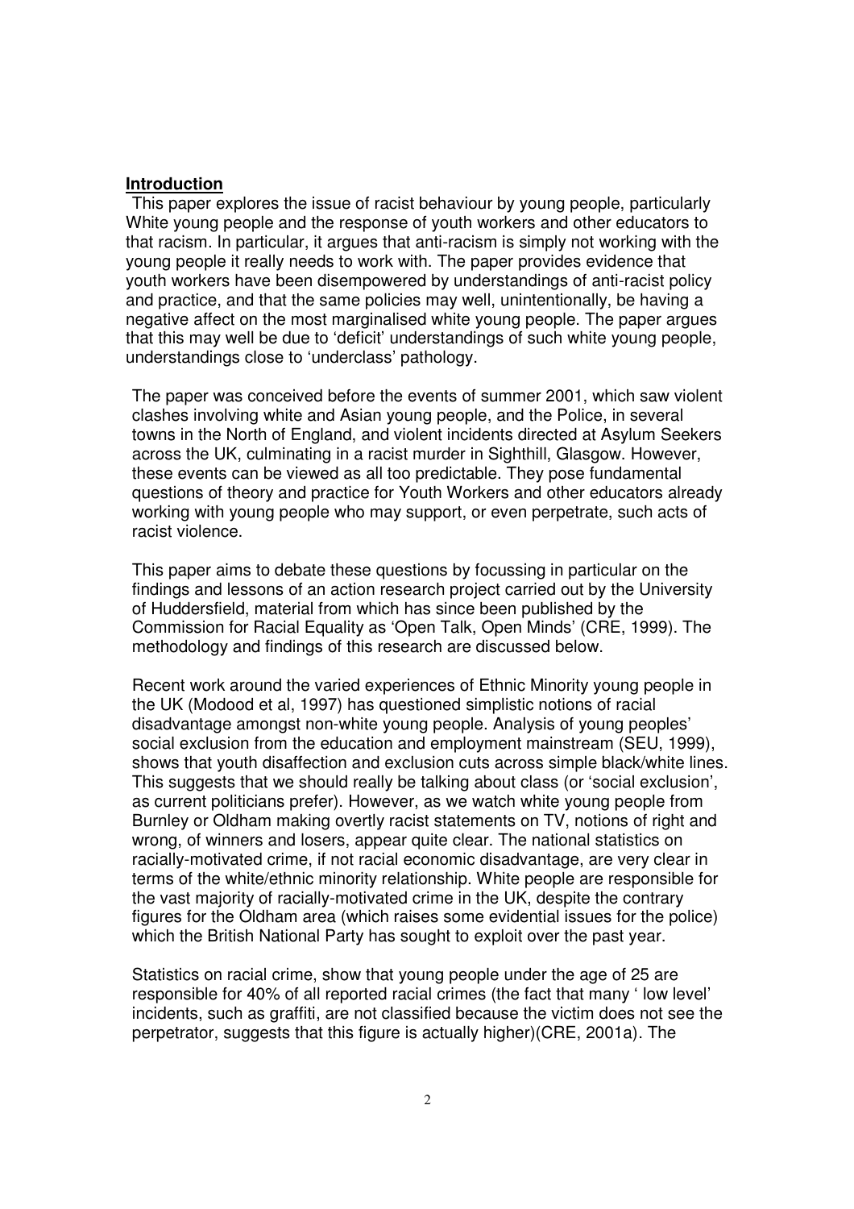## Introduction

This paper explores the issue of racist behaviour by young people, particularly White young people and the response of youth workers and other educators to that racism. In particular, it argues that anti-racism is simply not working with the young people it really needs to work with. The paper provides evidence that youth workers have been disempowered by understandings of anti-racist policy and practice, and that the same policies may well, unintentionally, be having a negative affect on the most marginalised white young people. The paper argues that this may well be due to 'deficit' understandings of such white young people, understandings close to 'underclass' pathology.

The paper was conceived before the events of summer 2001, which saw violent clashes involving white and Asian young people, and the Police, in several towns in the North of England, and violent incidents directed at Asylum Seekers across the UK, culminating in a racist murder in Sighthill, Glasgow. However, these events can be viewed as all too predictable. They pose fundamental questions of theory and practice for Youth Workers and other educators already working with young people who may support, or even perpetrate, such acts of racist violence.

This paper aims to debate these questions by focussing in particular on the findings and lessons of an action research project carried out by the University of Huddersfield, material from which has since been published by the Commission for Racial Equality as 'Open Talk, Open Minds' (CRE, 1999). The methodology and findings of this research are discussed below.

Recent work around the varied experiences of Ethnic Minority young people in the UK (Modood et al, 1997) has questioned simplistic notions of racial disadvantage amongst non-white young people. Analysis of young peoples' social exclusion from the education and employment mainstream (SEU, 1999), shows that youth disaffection and exclusion cuts across simple black/white lines. This suggests that we should really be talking about class (or 'social exclusion', as current politicians prefer). However, as we watch white young people from Burnley or Oldham making overtly racist statements on TV, notions of right and wrong, of winners and losers, appear quite clear. The national statistics on racially-motivated crime, if not racial economic disadvantage, are very clear in terms of the white/ethnic minority relationship. White people are responsible for the vast majority of racially-motivated crime in the UK, despite the contrary figures for the Oldham area (which raises some evidential issues for the police) which the British National Party has sought to exploit over the past year.

Statistics on racial crime, show that young people under the age of 25 are responsible for 40% of all reported racial crimes (the fact that many ' low level' incidents, such as graffiti, are not classified because the victim does not see the perpetrator, suggests that this figure is actually higher)(CRE, 2001a). The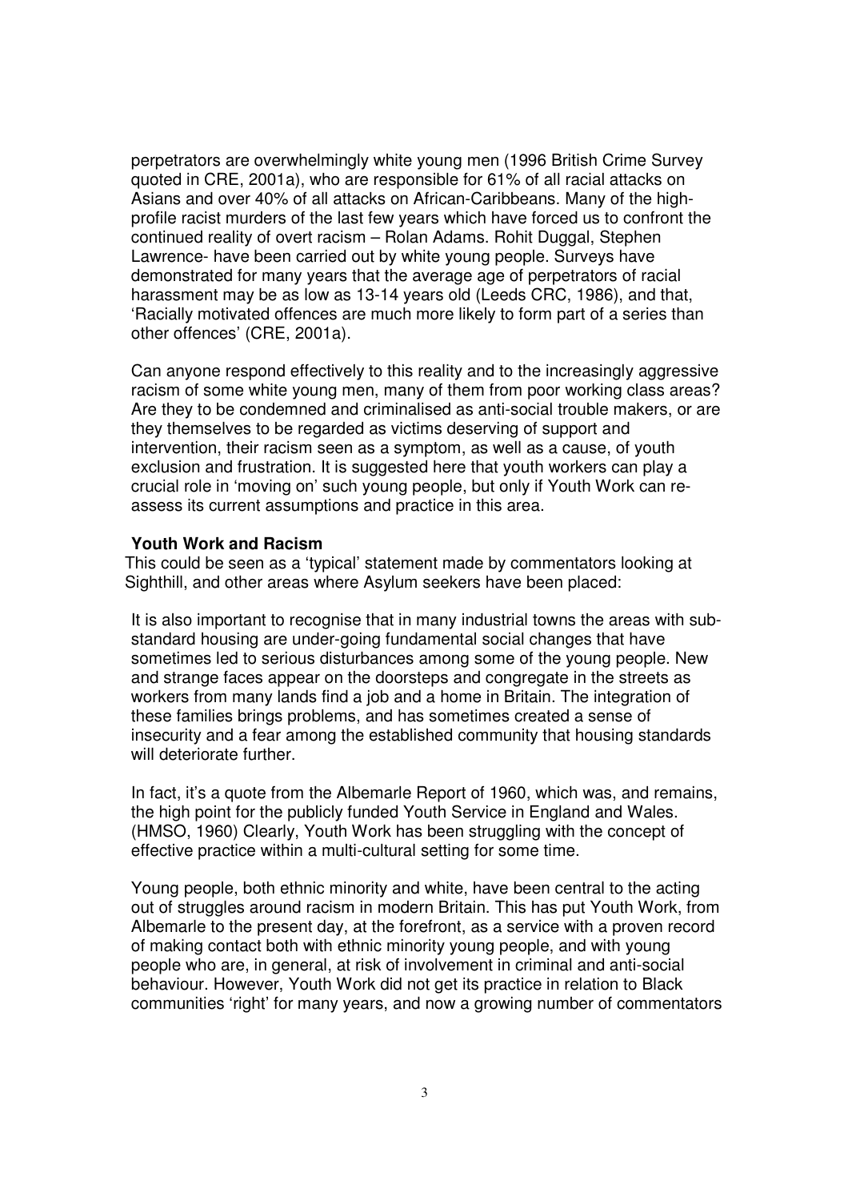perpetrators are overwhelmingly white young men (1996 British Crime Survey quoted in CRE, 2001a), who are responsible for 61% of all racial attacks on Asians and over 40% of all attacks on African-Caribbeans. Many of the high-profile racist murders of the last few years which have forced us to confront the continued reality of overt racism – Rolan Adams. Rohit Duggal, Stephen Lawrence- have been carried out by white young people. Surveys have demonstrated for many years that the average age of perpetrators of racial harassment may be as low as 13-14 years old (Leeds CRC, 1986), and that, 'Racially motivated offences are much more likely to form part of a series than other offences' (CRE, 2001a).

Can anyone respond effectively to this reality and to the increasingly aggressive racism of some white young men, many of them from poor working class areas? Are they to be condemned and criminalised as anti-social trouble makers, or are they themselves to be regarded as victims deserving of support and intervention, their racism seen as a symptom, as well as a cause, of youth exclusion and frustration. It is suggested here that youth workers can play a crucial role in 'moving on' such young people, but only if Youth Work can re-assess its current assumptions and practice in this area.

### Youth Work and Racism

This could be seen as a 'typical' statement made by commentators looking at Sighthill, and other areas where Asylum seekers have been placed:

It is also important to recognise that in many industrial towns the areas with sub-standard housing are under-going fundamental social changes that have sometimes led to serious disturbances among some of the young people. New and strange faces appear on the doorsteps and congregate in the streets as workers from many lands find a job and a home in Britain. The integration of these families brings problems, and has sometimes created a sense of insecurity and a fear among the established community that housing standards will deteriorate further.

In fact, it's a quote from the Albemarle Report of 1960, which was, and remains, the high point for the publicly funded Youth Service in England and Wales. (HMSO, 1960) Clearly, Youth Work has been struggling with the concept of effective practice within a multi-cultural setting for some time.

Young people, both ethnic minority and white, have been central to the acting out of struggles around racism in modern Britain. This has put Youth Work, from Albemarle to the present day, at the forefront, as a service with a proven record of making contact both with ethnic minority young people, and with young people who are, in general, at risk of involvement in criminal and anti-social behaviour. However, Youth Work did not get its practice in relation to Black communities 'right' for many years, and now a growing number of commentators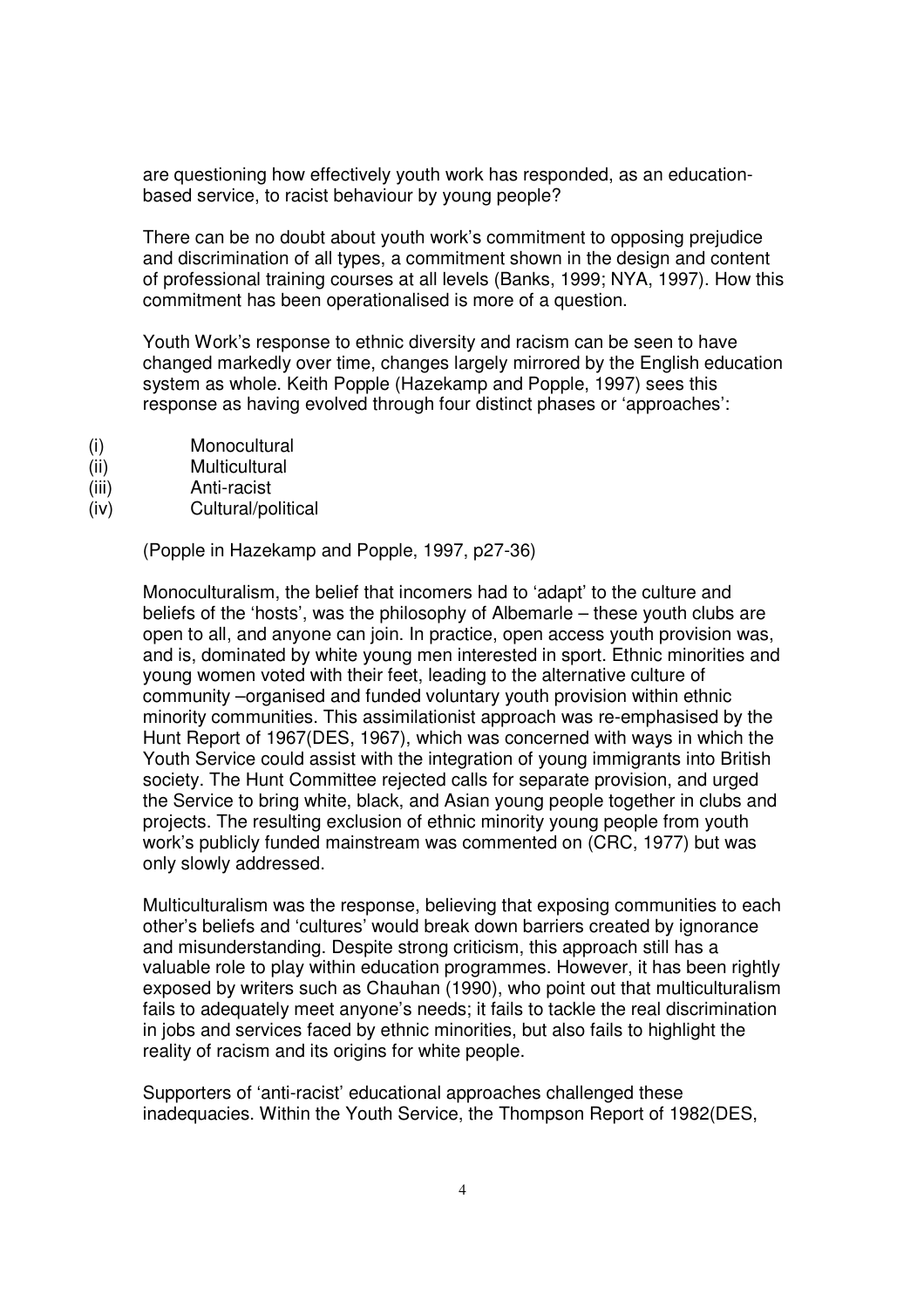are questioning how effectively youth work has responded, as an education-based service, to racist behaviour by young people?

There can be no doubt about youth work's commitment to opposing prejudice and discrimination of all types, a commitment shown in the design and content of professional training courses at all levels (Banks, 1999; NYA, 1997). How this commitment has been operationalised is more of a question.

Youth Work's response to ethnic diversity and racism can be seen to have changed markedly over time, changes largely mirrored by the English education system as whole. Keith Popple (Hazekamp and Popple, 1997) sees this response as having evolved through four distinct phases or 'approaches':

(i) Monocultural
(ii) Multicultural
(iii) Anti-racist
(iv) Cultural/political

(Popple in Hazekamp and Popple, 1997, p27-36)

Monoculturalism, the belief that incomers had to 'adapt' to the culture and beliefs of the 'hosts', was the philosophy of Albemarle – these youth clubs are open to all, and anyone can join. In practice, open access youth provision was, and is, dominated by white young men interested in sport. Ethnic minorities and young women voted with their feet, leading to the alternative culture of community –organised and funded voluntary youth provision within ethnic minority communities. This assimilationist approach was re-emphasised by the Hunt Report of 1967(DES, 1967), which was concerned with ways in which the Youth Service could assist with the integration of young immigrants into British society. The Hunt Committee rejected calls for separate provision, and urged the Service to bring white, black, and Asian young people together in clubs and projects. The resulting exclusion of ethnic minority young people from youth work's publicly funded mainstream was commented on (CRC, 1977) but was only slowly addressed.

Multiculturalism was the response, believing that exposing communities to each other's beliefs and 'cultures' would break down barriers created by ignorance and misunderstanding. Despite strong criticism, this approach still has a valuable role to play within education programmes. However, it has been rightly exposed by writers such as Chauhan (1990), who point out that multiculturalism fails to adequately meet anyone's needs; it fails to tackle the real discrimination in jobs and services faced by ethnic minorities, but also fails to highlight the reality of racism and its origins for white people.

Supporters of 'anti-racist' educational approaches challenged these inadequacies. Within the Youth Service, the Thompson Report of 1982(DES,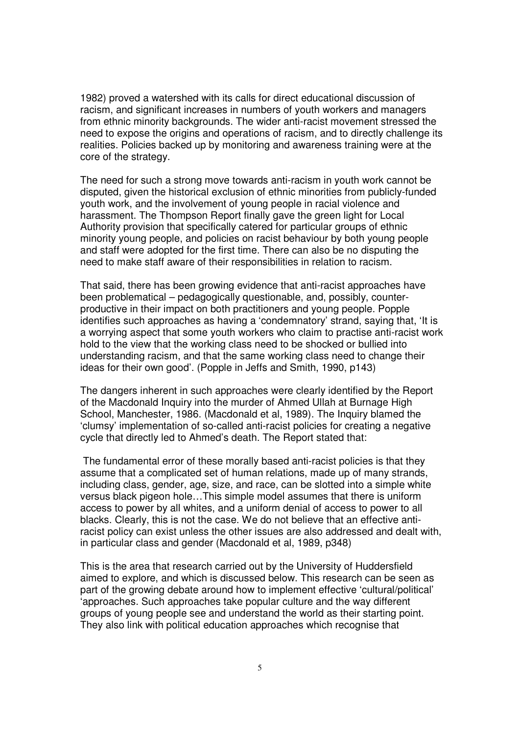1982) proved a watershed with its calls for direct educational discussion of racism, and significant increases in numbers of youth workers and managers from ethnic minority backgrounds. The wider anti-racist movement stressed the need to expose the origins and operations of racism, and to directly challenge its realities. Policies backed up by monitoring and awareness training were at the core of the strategy.

The need for such a strong move towards anti-racism in youth work cannot be disputed, given the historical exclusion of ethnic minorities from publicly-funded youth work, and the involvement of young people in racial violence and harassment. The Thompson Report finally gave the green light for Local Authority provision that specifically catered for particular groups of ethnic minority young people, and policies on racist behaviour by both young people and staff were adopted for the first time. There can also be no disputing the need to make staff aware of their responsibilities in relation to racism.

That said, there has been growing evidence that anti-racist approaches have been problematical – pedagogically questionable, and, possibly, counter-productive in their impact on both practitioners and young people. Popple identifies such approaches as having a 'condemnatory' strand, saying that, 'It is a worrying aspect that some youth workers who claim to practise anti-racist work hold to the view that the working class need to be shocked or bullied into understanding racism, and that the same working class need to change their ideas for their own good'. (Popple in Jeffs and Smith, 1990, p143)

The dangers inherent in such approaches were clearly identified by the Report of the Macdonald Inquiry into the murder of Ahmed Ullah at Burnage High School, Manchester, 1986. (Macdonald et al, 1989). The Inquiry blamed the 'clumsy' implementation of so-called anti-racist policies for creating a negative cycle that directly led to Ahmed's death. The Report stated that:

> The fundamental error of these morally based anti-racist policies is that they assume that a complicated set of human relations, made up of many strands, including class, gender, age, size, and race, can be slotted into a simple white versus black pigeon hole…This simple model assumes that there is uniform access to power by all whites, and a uniform denial of access to power to all blacks. Clearly, this is not the case. We do not believe that an effective anti-racist policy can exist unless the other issues are also addressed and dealt with, in particular class and gender (Macdonald et al, 1989, p348)

This is the area that research carried out by the University of Huddersfield aimed to explore, and which is discussed below. This research can be seen as part of the growing debate around how to implement effective 'cultural/political' 'approaches. Such approaches take popular culture and the way different groups of young people see and understand the world as their starting point. They also link with political education approaches which recognise that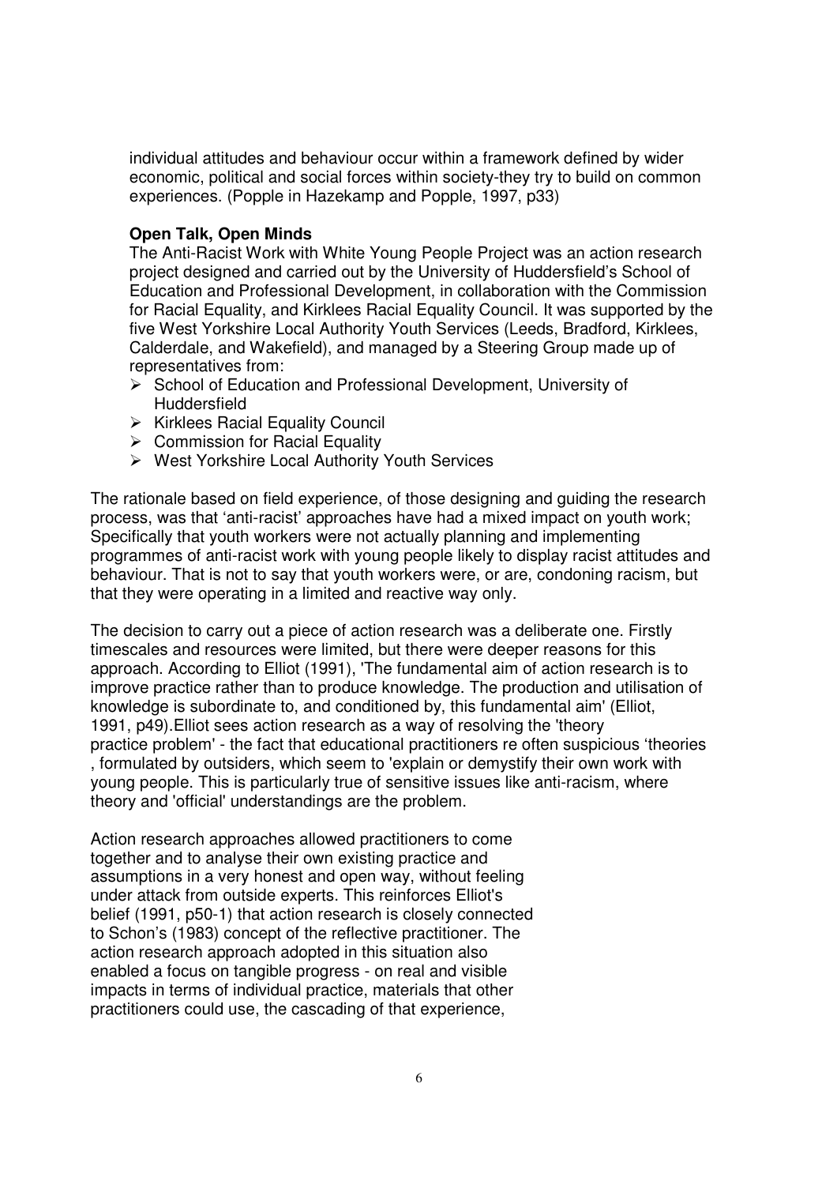individual attitudes and behaviour occur within a framework defined by wider economic, political and social forces within society-they try to build on common experiences. (Popple in Hazekamp and Popple, 1997, p33)

**Open Talk, Open Minds**

The Anti-Racist Work with White Young People Project was an action research project designed and carried out by the University of Huddersfield's School of Education and Professional Development, in collaboration with the Commission for Racial Equality, and Kirklees Racial Equality Council. It was supported by the five West Yorkshire Local Authority Youth Services (Leeds, Bradford, Kirklees, Calderdale, and Wakefield), and managed by a Steering Group made up of representatives from:

- School of Education and Professional Development, University of Huddersfield
- Kirklees Racial Equality Council
- Commission for Racial Equality
- West Yorkshire Local Authority Youth Services

The rationale based on field experience, of those designing and guiding the research process, was that 'anti-racist' approaches have had a mixed impact on youth work; Specifically that youth workers were not actually planning and implementing programmes of anti-racist work with young people likely to display racist attitudes and behaviour. That is not to say that youth workers were, or are, condoning racism, but that they were operating in a limited and reactive way only.

The decision to carry out a piece of action research was a deliberate one. Firstly timescales and resources were limited, but there were deeper reasons for this approach. According to Elliot (1991), 'The fundamental aim of action research is to improve practice rather than to produce knowledge. The production and utilisation of knowledge is subordinate to, and conditioned by, this fundamental aim' (Elliot, 1991, p49).Elliot sees action research as a way of resolving the 'theory practice problem' - the fact that educational practitioners re often suspicious 'theories , formulated by outsiders, which seem to 'explain or demystify their own work with young people. This is particularly true of sensitive issues like anti-racism, where theory and 'official' understandings are the problem.

Action research approaches allowed practitioners to come together and to analyse their own existing practice and assumptions in a very honest and open way, without feeling under attack from outside experts. This reinforces Elliot's belief (1991, p50-1) that action research is closely connected to Schon's (1983) concept of the reflective practitioner. The action research approach adopted in this situation also enabled a focus on tangible progress - on real and visible impacts in terms of individual practice, materials that other practitioners could use, the cascading of that experience,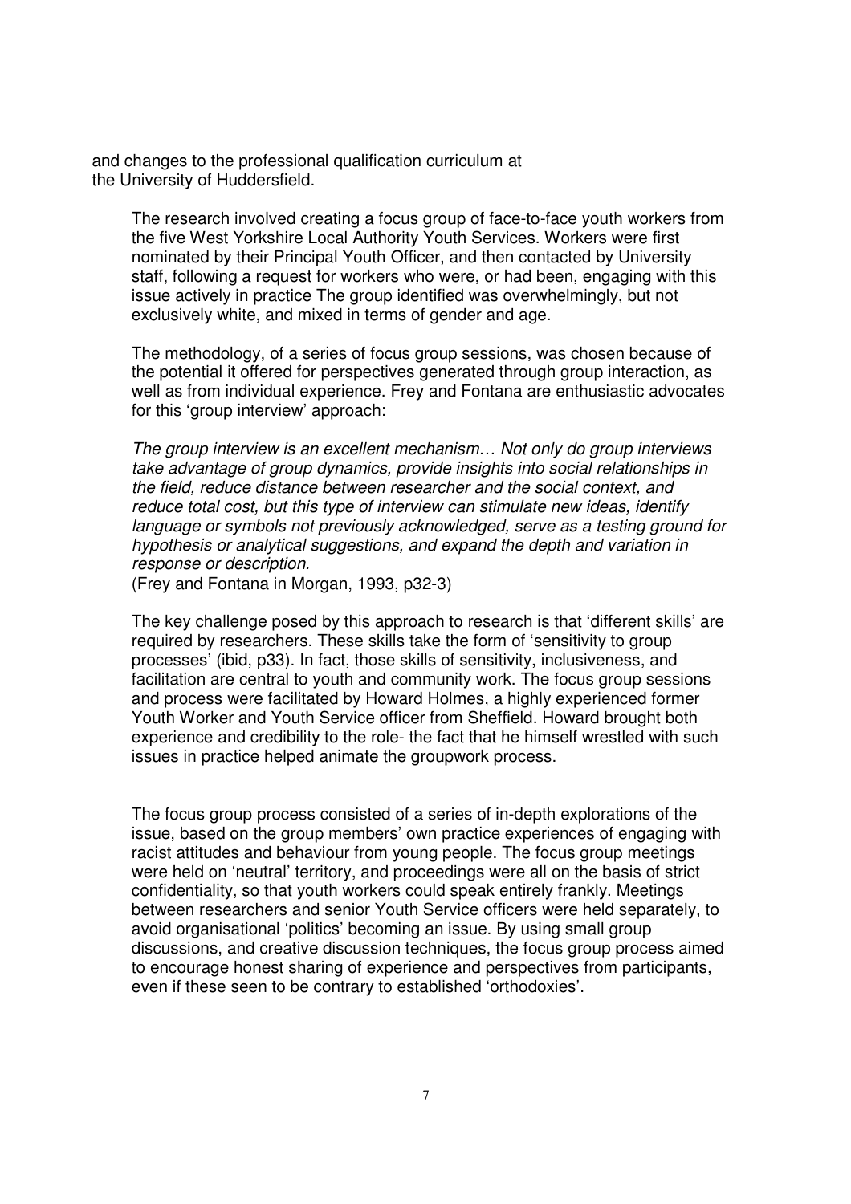and changes to the professional qualification curriculum at the University of Huddersfield.

The research involved creating a focus group of face-to-face youth workers from the five West Yorkshire Local Authority Youth Services. Workers were first nominated by their Principal Youth Officer, and then contacted by University staff, following a request for workers who were, or had been, engaging with this issue actively in practice The group identified was overwhelmingly, but not exclusively white, and mixed in terms of gender and age.

The methodology, of a series of focus group sessions, was chosen because of the potential it offered for perspectives generated through group interaction, as well as from individual experience. Frey and Fontana are enthusiastic advocates for this 'group interview' approach:

*The group interview is an excellent mechanism… Not only do group interviews take advantage of group dynamics, provide insights into social relationships in the field, reduce distance between researcher and the social context, and reduce total cost, but this type of interview can stimulate new ideas, identify language or symbols not previously acknowledged, serve as a testing ground for hypothesis or analytical suggestions, and expand the depth and variation in response or description.*
(Frey and Fontana in Morgan, 1993, p32-3)

The key challenge posed by this approach to research is that 'different skills' are required by researchers. These skills take the form of 'sensitivity to group processes' (ibid, p33). In fact, those skills of sensitivity, inclusiveness, and facilitation are central to youth and community work. The focus group sessions and process were facilitated by Howard Holmes, a highly experienced former Youth Worker and Youth Service officer from Sheffield. Howard brought both experience and credibility to the role- the fact that he himself wrestled with such issues in practice helped animate the groupwork process.

The focus group process consisted of a series of in-depth explorations of the issue, based on the group members' own practice experiences of engaging with racist attitudes and behaviour from young people. The focus group meetings were held on 'neutral' territory, and proceedings were all on the basis of strict confidentiality, so that youth workers could speak entirely frankly. Meetings between researchers and senior Youth Service officers were held separately, to avoid organisational 'politics' becoming an issue. By using small group discussions, and creative discussion techniques, the focus group process aimed to encourage honest sharing of experience and perspectives from participants, even if these seen to be contrary to established 'orthodoxies'.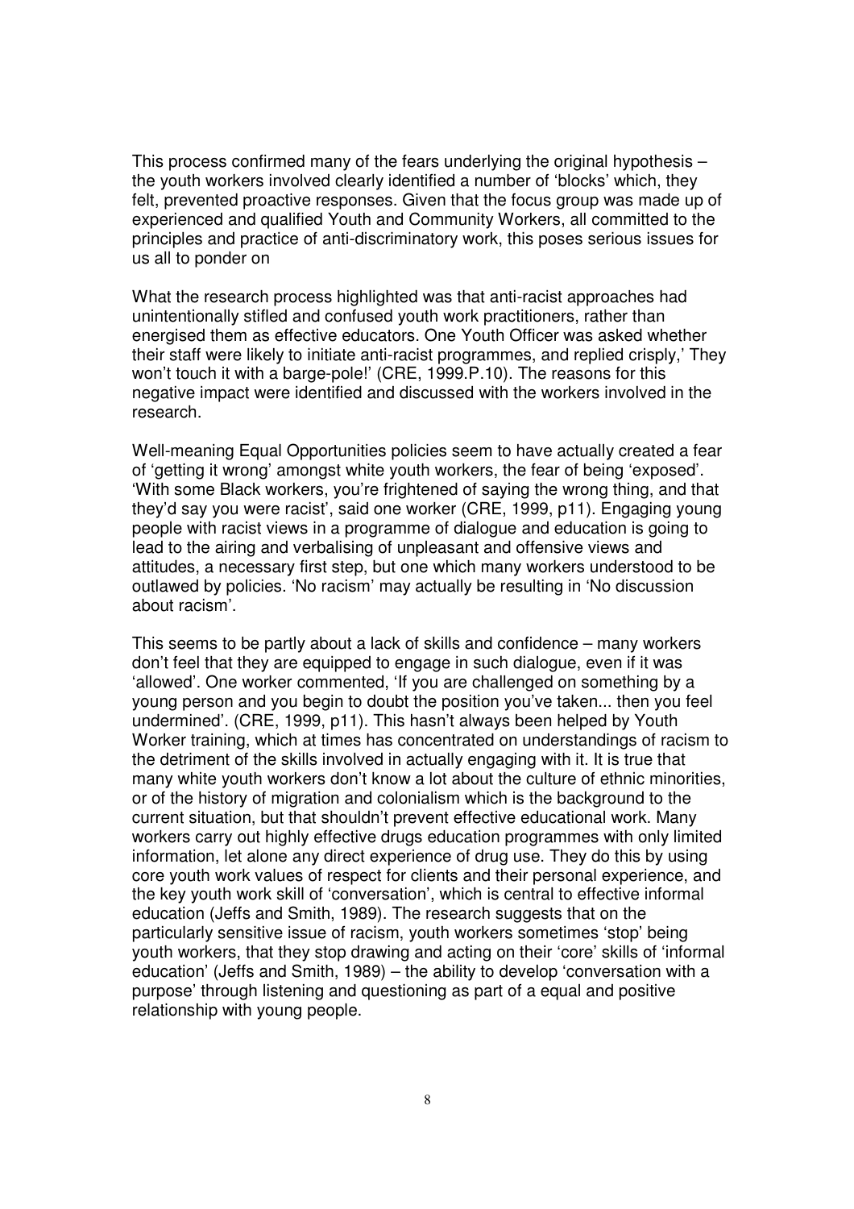This process confirmed many of the fears underlying the original hypothesis – the youth workers involved clearly identified a number of 'blocks' which, they felt, prevented proactive responses. Given that the focus group was made up of experienced and qualified Youth and Community Workers, all committed to the principles and practice of anti-discriminatory work, this poses serious issues for us all to ponder on

What the research process highlighted was that anti-racist approaches had unintentionally stifled and confused youth work practitioners, rather than energised them as effective educators. One Youth Officer was asked whether their staff were likely to initiate anti-racist programmes, and replied crisply,' They won't touch it with a barge-pole!' (CRE, 1999.P.10). The reasons for this negative impact were identified and discussed with the workers involved in the research.

Well-meaning Equal Opportunities policies seem to have actually created a fear of 'getting it wrong' amongst white youth workers, the fear of being 'exposed'. 'With some Black workers, you're frightened of saying the wrong thing, and that they'd say you were racist', said one worker (CRE, 1999, p11). Engaging young people with racist views in a programme of dialogue and education is going to lead to the airing and verbalising of unpleasant and offensive views and attitudes, a necessary first step, but one which many workers understood to be outlawed by policies. 'No racism' may actually be resulting in 'No discussion about racism'.

This seems to be partly about a lack of skills and confidence – many workers don't feel that they are equipped to engage in such dialogue, even if it was 'allowed'. One worker commented, 'If you are challenged on something by a young person and you begin to doubt the position you've taken... then you feel undermined'. (CRE, 1999, p11). This hasn't always been helped by Youth Worker training, which at times has concentrated on understandings of racism to the detriment of the skills involved in actually engaging with it. It is true that many white youth workers don't know a lot about the culture of ethnic minorities, or of the history of migration and colonialism which is the background to the current situation, but that shouldn't prevent effective educational work. Many workers carry out highly effective drugs education programmes with only limited information, let alone any direct experience of drug use. They do this by using core youth work values of respect for clients and their personal experience, and the key youth work skill of 'conversation', which is central to effective informal education (Jeffs and Smith, 1989). The research suggests that on the particularly sensitive issue of racism, youth workers sometimes 'stop' being youth workers, that they stop drawing and acting on their 'core' skills of 'informal education' (Jeffs and Smith, 1989) – the ability to develop 'conversation with a purpose' through listening and questioning as part of a equal and positive relationship with young people.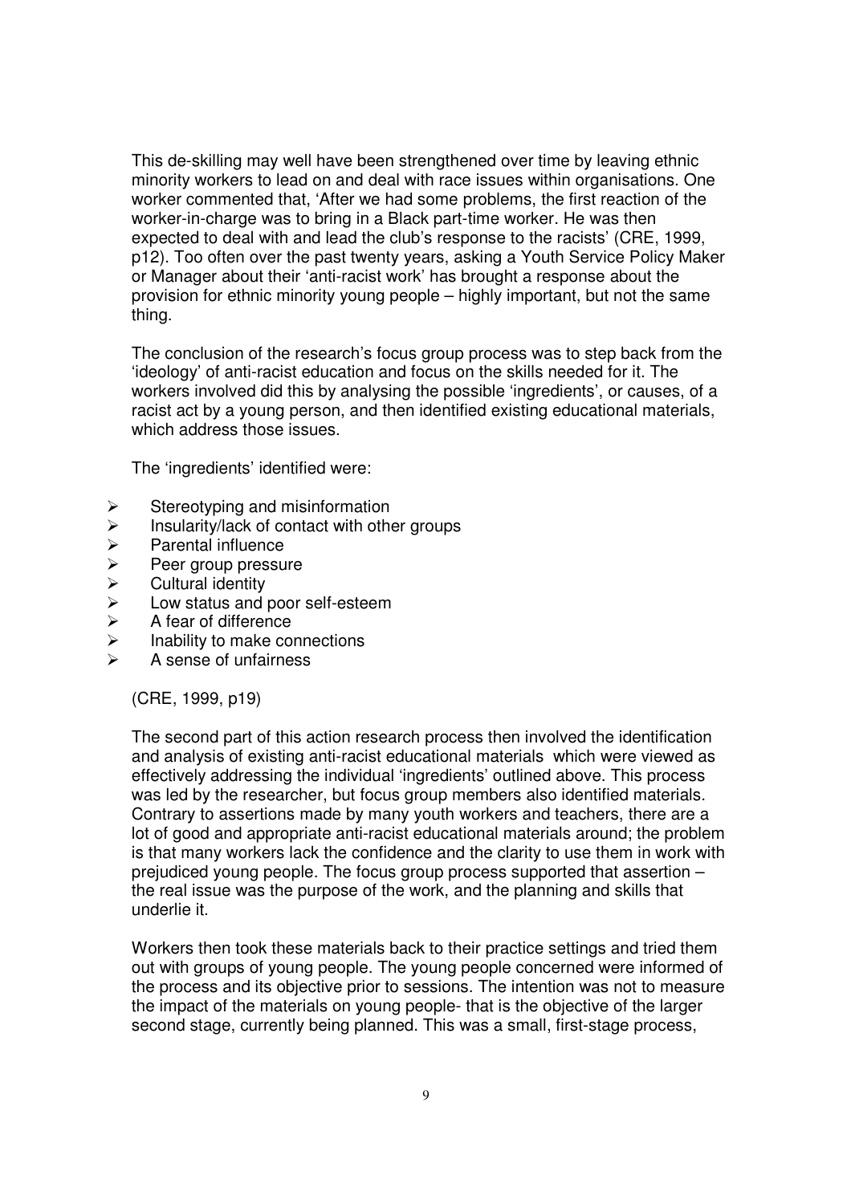This de-skilling may well have been strengthened over time by leaving ethnic minority workers to lead on and deal with race issues within organisations. One worker commented that, 'After we had some problems, the first reaction of the worker-in-charge was to bring in a Black part-time worker. He was then expected to deal with and lead the club's response to the racists' (CRE, 1999, p12). Too often over the past twenty years, asking a Youth Service Policy Maker or Manager about their 'anti-racist work' has brought a response about the provision for ethnic minority young people – highly important, but not the same thing.

The conclusion of the research's focus group process was to step back from the 'ideology' of anti-racist education and focus on the skills needed for it. The workers involved did this by analysing the possible 'ingredients', or causes, of a racist act by a young person, and then identified existing educational materials, which address those issues.

The 'ingredients' identified were:

- Stereotyping and misinformation
- Insularity/lack of contact with other groups
- Parental influence
- Peer group pressure
- Cultural identity
- Low status and poor self-esteem
- A fear of difference
- Inability to make connections
- A sense of unfairness

(CRE, 1999, p19)

The second part of this action research process then involved the identification and analysis of existing anti-racist educational materials which were viewed as effectively addressing the individual 'ingredients' outlined above. This process was led by the researcher, but focus group members also identified materials. Contrary to assertions made by many youth workers and teachers, there are a lot of good and appropriate anti-racist educational materials around; the problem is that many workers lack the confidence and the clarity to use them in work with prejudiced young people. The focus group process supported that assertion – the real issue was the purpose of the work, and the planning and skills that underlie it.

Workers then took these materials back to their practice settings and tried them out with groups of young people. The young people concerned were informed of the process and its objective prior to sessions. The intention was not to measure the impact of the materials on young people- that is the objective of the larger second stage, currently being planned. This was a small, first-stage process,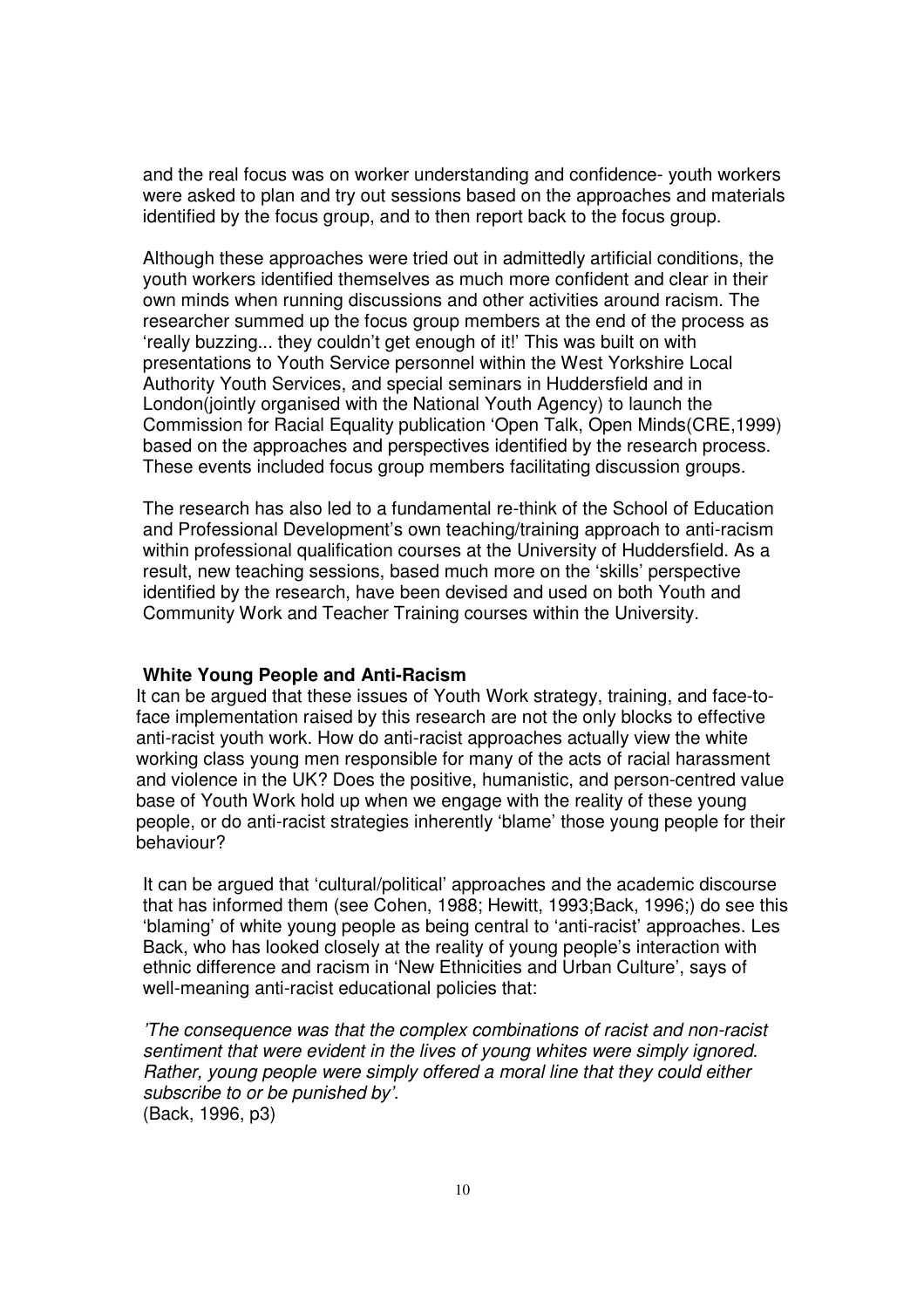and the real focus was on worker understanding and confidence- youth workers were asked to plan and try out sessions based on the approaches and materials identified by the focus group, and to then report back to the focus group.

Although these approaches were tried out in admittedly artificial conditions, the youth workers identified themselves as much more confident and clear in their own minds when running discussions and other activities around racism. The researcher summed up the focus group members at the end of the process as 'really buzzing... they couldn't get enough of it!' This was built on with presentations to Youth Service personnel within the West Yorkshire Local Authority Youth Services, and special seminars in Huddersfield and in London(jointly organised with the National Youth Agency) to launch the Commission for Racial Equality publication 'Open Talk, Open Minds(CRE,1999) based on the approaches and perspectives identified by the research process. These events included focus group members facilitating discussion groups.

The research has also led to a fundamental re-think of the School of Education and Professional Development's own teaching/training approach to anti-racism within professional qualification courses at the University of Huddersfield. As a result, new teaching sessions, based much more on the 'skills' perspective identified by the research, have been devised and used on both Youth and Community Work and Teacher Training courses within the University.

**White Young People and Anti-Racism**

It can be argued that these issues of Youth Work strategy, training, and face-to-face implementation raised by this research are not the only blocks to effective anti-racist youth work. How do anti-racist approaches actually view the white working class young men responsible for many of the acts of racial harassment and violence in the UK? Does the positive, humanistic, and person-centred value base of Youth Work hold up when we engage with the reality of these young people, or do anti-racist strategies inherently 'blame' those young people for their behaviour?

It can be argued that 'cultural/political' approaches and the academic discourse that has informed them (see Cohen, 1988; Hewitt, 1993;Back, 1996;) do see this 'blaming' of white young people as being central to 'anti-racist' approaches. Les Back, who has looked closely at the reality of young people's interaction with ethnic difference and racism in 'New Ethnicities and Urban Culture', says of well-meaning anti-racist educational policies that:

*'The consequence was that the complex combinations of racist and non-racist sentiment that were evident in the lives of young whites were simply ignored. Rather, young people were simply offered a moral line that they could either subscribe to or be punished by'.*
(Back, 1996, p3)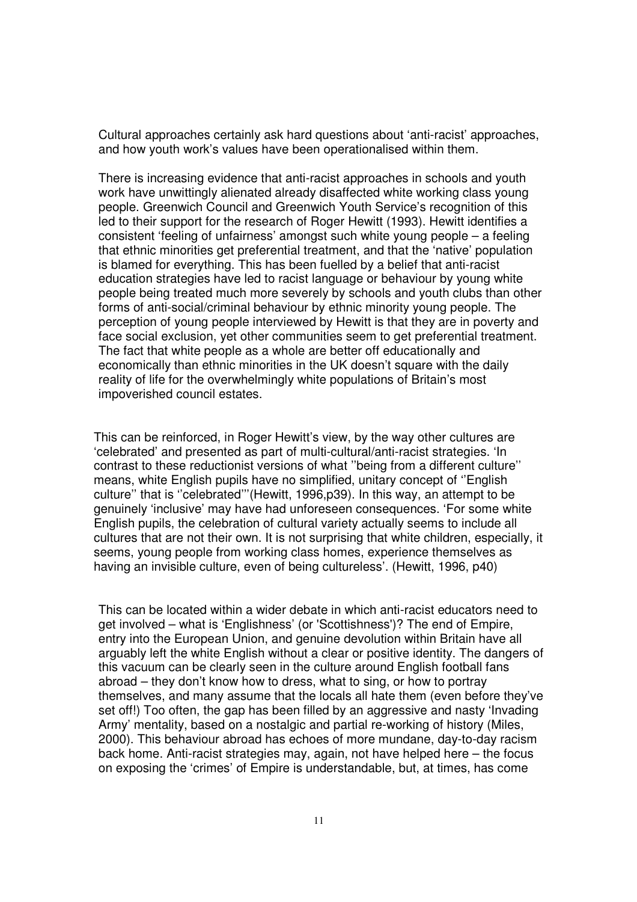Cultural approaches certainly ask hard questions about 'anti-racist' approaches, and how youth work's values have been operationalised within them.

There is increasing evidence that anti-racist approaches in schools and youth work have unwittingly alienated already disaffected white working class young people. Greenwich Council and Greenwich Youth Service's recognition of this led to their support for the research of Roger Hewitt (1993). Hewitt identifies a consistent 'feeling of unfairness' amongst such white young people – a feeling that ethnic minorities get preferential treatment, and that the 'native' population is blamed for everything. This has been fuelled by a belief that anti-racist education strategies have led to racist language or behaviour by young white people being treated much more severely by schools and youth clubs than other forms of anti-social/criminal behaviour by ethnic minority young people. The perception of young people interviewed by Hewitt is that they are in poverty and face social exclusion, yet other communities seem to get preferential treatment. The fact that white people as a whole are better off educationally and economically than ethnic minorities in the UK doesn't square with the daily reality of life for the overwhelmingly white populations of Britain's most impoverished council estates.

This can be reinforced, in Roger Hewitt's view, by the way other cultures are 'celebrated' and presented as part of multi-cultural/anti-racist strategies. 'In contrast to these reductionist versions of what ''being from a different culture'' means, white English pupils have no simplified, unitary concept of ''English culture'' that is ''celebrated''' (Hewitt, 1996,p39). In this way, an attempt to be genuinely 'inclusive' may have had unforeseen consequences. 'For some white English pupils, the celebration of cultural variety actually seems to include all cultures that are not their own. It is not surprising that white children, especially, it seems, young people from working class homes, experience themselves as having an invisible culture, even of being cultureless'. (Hewitt, 1996, p40)

This can be located within a wider debate in which anti-racist educators need to get involved – what is 'Englishness' (or 'Scottishness')? The end of Empire, entry into the European Union, and genuine devolution within Britain have all arguably left the white English without a clear or positive identity. The dangers of this vacuum can be clearly seen in the culture around English football fans abroad – they don't know how to dress, what to sing, or how to portray themselves, and many assume that the locals all hate them (even before they've set off!) Too often, the gap has been filled by an aggressive and nasty 'Invading Army' mentality, based on a nostalgic and partial re-working of history (Miles, 2000). This behaviour abroad has echoes of more mundane, day-to-day racism back home. Anti-racist strategies may, again, not have helped here – the focus on exposing the 'crimes' of Empire is understandable, but, at times, has come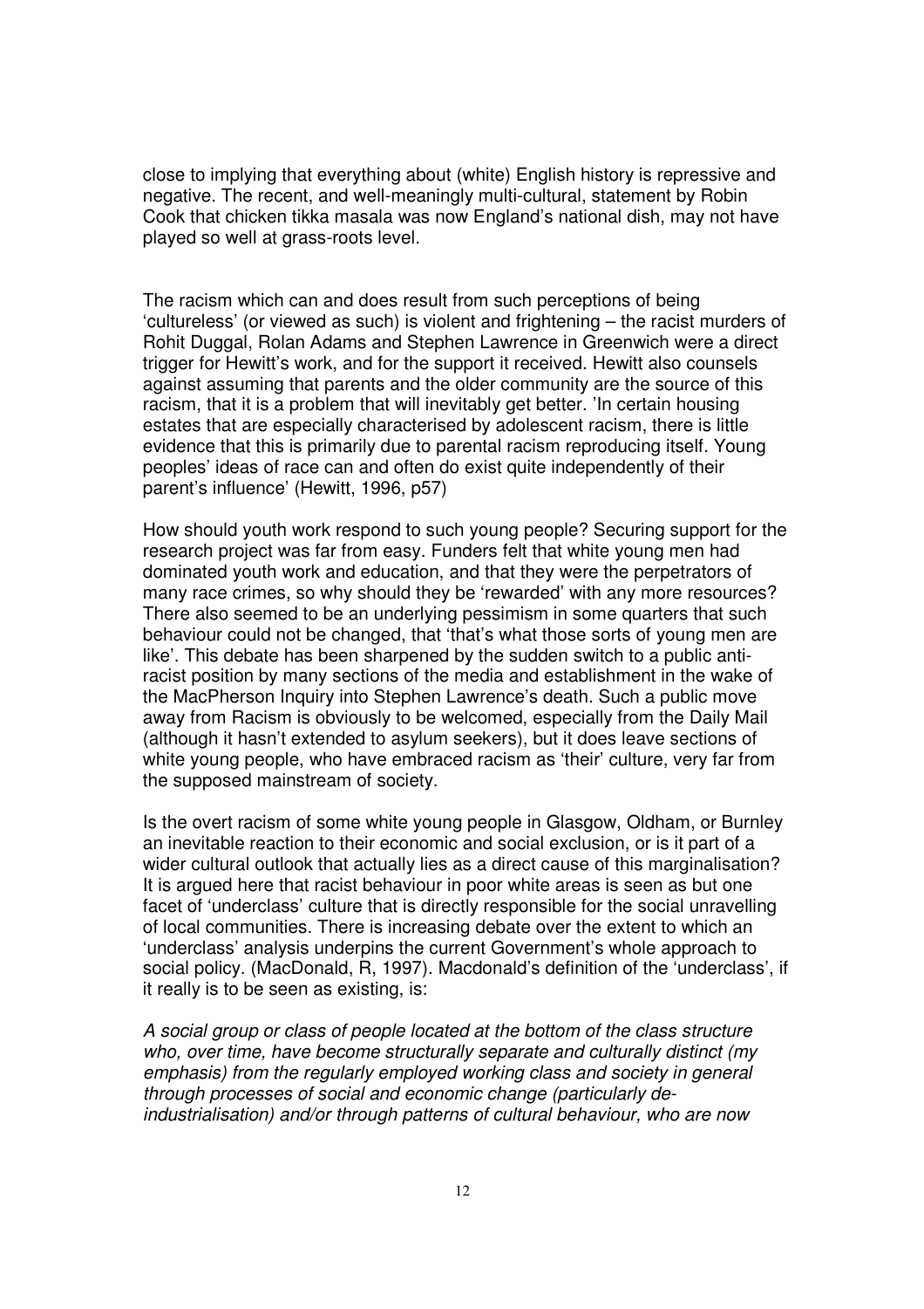close to implying that everything about (white) English history is repressive and negative. The recent, and well-meaningly multi-cultural, statement by Robin Cook that chicken tikka masala was now England's national dish, may not have played so well at grass-roots level.

The racism which can and does result from such perceptions of being 'cultureless' (or viewed as such) is violent and frightening – the racist murders of Rohit Duggal, Rolan Adams and Stephen Lawrence in Greenwich were a direct trigger for Hewitt's work, and for the support it received. Hewitt also counsels against assuming that parents and the older community are the source of this racism, that it is a problem that will inevitably get better. 'In certain housing estates that are especially characterised by adolescent racism, there is little evidence that this is primarily due to parental racism reproducing itself. Young peoples' ideas of race can and often do exist quite independently of their parent's influence' (Hewitt, 1996, p57)

How should youth work respond to such young people? Securing support for the research project was far from easy. Funders felt that white young men had dominated youth work and education, and that they were the perpetrators of many race crimes, so why should they be 'rewarded' with any more resources? There also seemed to be an underlying pessimism in some quarters that such behaviour could not be changed, that 'that's what those sorts of young men are like'. This debate has been sharpened by the sudden switch to a public anti-racist position by many sections of the media and establishment in the wake of the MacPherson Inquiry into Stephen Lawrence's death. Such a public move away from Racism is obviously to be welcomed, especially from the Daily Mail (although it hasn't extended to asylum seekers), but it does leave sections of white young people, who have embraced racism as 'their' culture, very far from the supposed mainstream of society.

Is the overt racism of some white young people in Glasgow, Oldham, or Burnley an inevitable reaction to their economic and social exclusion, or is it part of a wider cultural outlook that actually lies as a direct cause of this marginalisation? It is argued here that racist behaviour in poor white areas is seen as but one facet of 'underclass' culture that is directly responsible for the social unravelling of local communities. There is increasing debate over the extent to which an 'underclass' analysis underpins the current Government's whole approach to social policy. (MacDonald, R, 1997). Macdonald's definition of the 'underclass', if it really is to be seen as existing, is:

*A social group or class of people located at the bottom of the class structure who, over time, have become structurally separate and culturally distinct (my emphasis) from the regularly employed working class and society in general through processes of social and economic change (particularly de-industrialisation) and/or through patterns of cultural behaviour, who are now*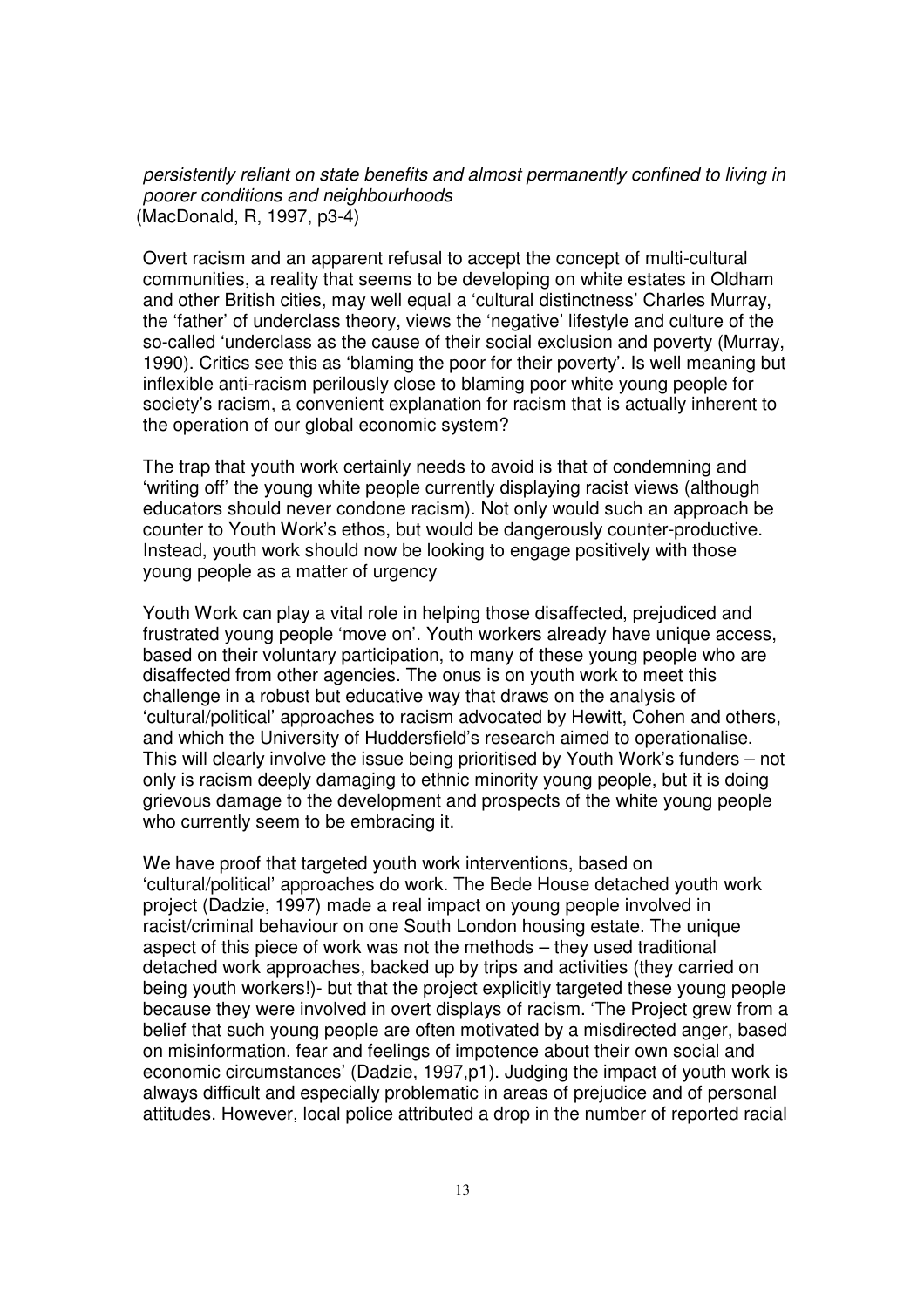*persistently reliant on state benefits and almost permanently confined to living in poorer conditions and neighbourhoods*
(MacDonald, R, 1997, p3-4)

Overt racism and an apparent refusal to accept the concept of multi-cultural communities, a reality that seems to be developing on white estates in Oldham and other British cities, may well equal a 'cultural distinctness' Charles Murray, the 'father' of underclass theory, views the 'negative' lifestyle and culture of the so-called 'underclass as the cause of their social exclusion and poverty (Murray, 1990). Critics see this as 'blaming the poor for their poverty'. Is well meaning but inflexible anti-racism perilously close to blaming poor white young people for society's racism, a convenient explanation for racism that is actually inherent to the operation of our global economic system?

The trap that youth work certainly needs to avoid is that of condemning and 'writing off' the young white people currently displaying racist views (although educators should never condone racism). Not only would such an approach be counter to Youth Work's ethos, but would be dangerously counter-productive. Instead, youth work should now be looking to engage positively with those young people as a matter of urgency

Youth Work can play a vital role in helping those disaffected, prejudiced and frustrated young people 'move on'. Youth workers already have unique access, based on their voluntary participation, to many of these young people who are disaffected from other agencies. The onus is on youth work to meet this challenge in a robust but educative way that draws on the analysis of 'cultural/political' approaches to racism advocated by Hewitt, Cohen and others, and which the University of Huddersfield's research aimed to operationalise. This will clearly involve the issue being prioritised by Youth Work's funders – not only is racism deeply damaging to ethnic minority young people, but it is doing grievous damage to the development and prospects of the white young people who currently seem to be embracing it.

We have proof that targeted youth work interventions, based on 'cultural/political' approaches do work. The Bede House detached youth work project (Dadzie, 1997) made a real impact on young people involved in racist/criminal behaviour on one South London housing estate. The unique aspect of this piece of work was not the methods – they used traditional detached work approaches, backed up by trips and activities (they carried on being youth workers!)- but that the project explicitly targeted these young people because they were involved in overt displays of racism. 'The Project grew from a belief that such young people are often motivated by a misdirected anger, based on misinformation, fear and feelings of impotence about their own social and economic circumstances' (Dadzie, 1997,p1). Judging the impact of youth work is always difficult and especially problematic in areas of prejudice and of personal attitudes. However, local police attributed a drop in the number of reported racial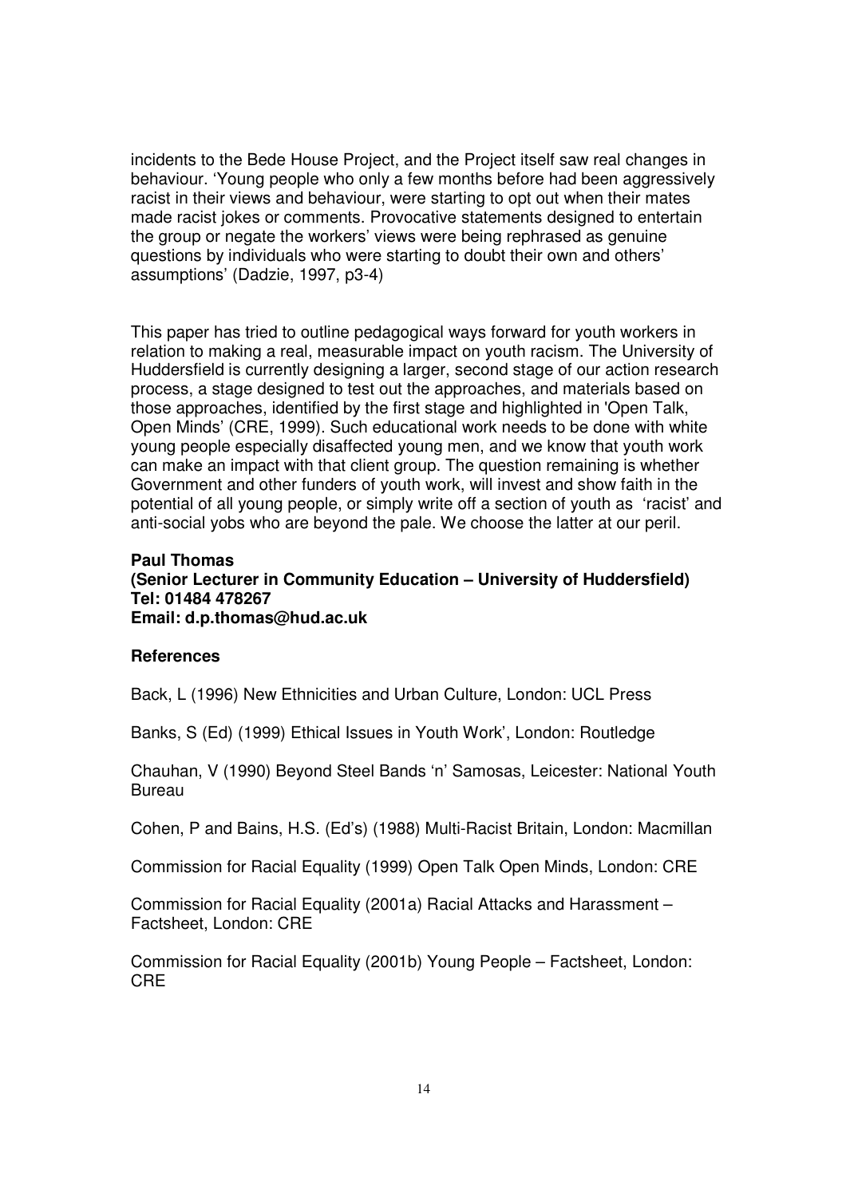incidents to the Bede House Project, and the Project itself saw real changes in behaviour. 'Young people who only a few months before had been aggressively racist in their views and behaviour, were starting to opt out when their mates made racist jokes or comments. Provocative statements designed to entertain the group or negate the workers' views were being rephrased as genuine questions by individuals who were starting to doubt their own and others' assumptions' (Dadzie, 1997, p3-4)

This paper has tried to outline pedagogical ways forward for youth workers in relation to making a real, measurable impact on youth racism. The University of Huddersfield is currently designing a larger, second stage of our action research process, a stage designed to test out the approaches, and materials based on those approaches, identified by the first stage and highlighted in 'Open Talk, Open Minds' (CRE, 1999). Such educational work needs to be done with white young people especially disaffected young men, and we know that youth work can make an impact with that client group. The question remaining is whether Government and other funders of youth work, will invest and show faith in the potential of all young people, or simply write off a section of youth as 'racist' and anti-social yobs who are beyond the pale. We choose the latter at our peril.

**Paul Thomas**
**(Senior Lecturer in Community Education – University of Huddersfield)**
**Tel: 01484 478267**
**Email: d.p.thomas@hud.ac.uk**

**References**

Back, L (1996) New Ethnicities and Urban Culture, London: UCL Press

Banks, S (Ed) (1999) Ethical Issues in Youth Work', London: Routledge

Chauhan, V (1990) Beyond Steel Bands 'n' Samosas, Leicester: National Youth Bureau

Cohen, P and Bains, H.S. (Ed's) (1988) Multi-Racist Britain, London: Macmillan

Commission for Racial Equality (1999) Open Talk Open Minds, London: CRE

Commission for Racial Equality (2001a) Racial Attacks and Harassment – Factsheet, London: CRE

Commission for Racial Equality (2001b) Young People – Factsheet, London: CRE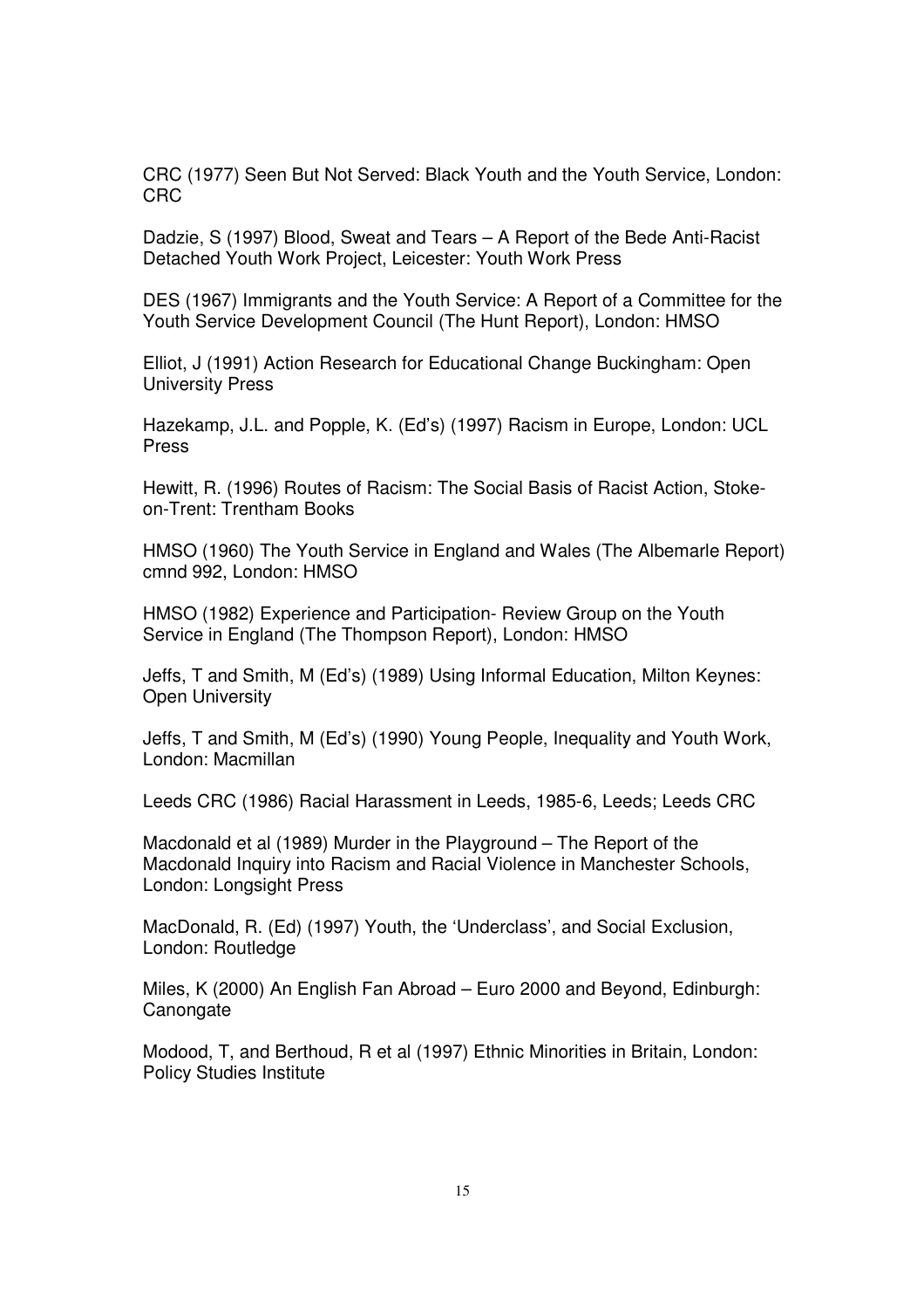CRC (1977) Seen But Not Served: Black Youth and the Youth Service, London: CRC

Dadzie, S (1997) Blood, Sweat and Tears – A Report of the Bede Anti-Racist Detached Youth Work Project, Leicester: Youth Work Press

DES (1967) Immigrants and the Youth Service: A Report of a Committee for the Youth Service Development Council (The Hunt Report), London: HMSO

Elliot, J (1991) Action Research for Educational Change Buckingham: Open University Press

Hazekamp, J.L. and Popple, K. (Ed's) (1997) Racism in Europe, London: UCL Press

Hewitt, R. (1996) Routes of Racism: The Social Basis of Racist Action, Stoke-on-Trent: Trentham Books

HMSO (1960) The Youth Service in England and Wales (The Albemarle Report) cmnd 992, London: HMSO

HMSO (1982) Experience and Participation- Review Group on the Youth Service in England (The Thompson Report), London: HMSO

Jeffs, T and Smith, M (Ed's) (1989) Using Informal Education, Milton Keynes: Open University

Jeffs, T and Smith, M (Ed's) (1990) Young People, Inequality and Youth Work, London: Macmillan

Leeds CRC (1986) Racial Harassment in Leeds, 1985-6, Leeds; Leeds CRC

Macdonald et al (1989) Murder in the Playground – The Report of the Macdonald Inquiry into Racism and Racial Violence in Manchester Schools, London: Longsight Press

MacDonald, R. (Ed) (1997) Youth, the 'Underclass', and Social Exclusion, London: Routledge

Miles, K (2000) An English Fan Abroad – Euro 2000 and Beyond, Edinburgh: Canongate

Modood, T, and Berthoud, R et al (1997) Ethnic Minorities in Britain, London: Policy Studies Institute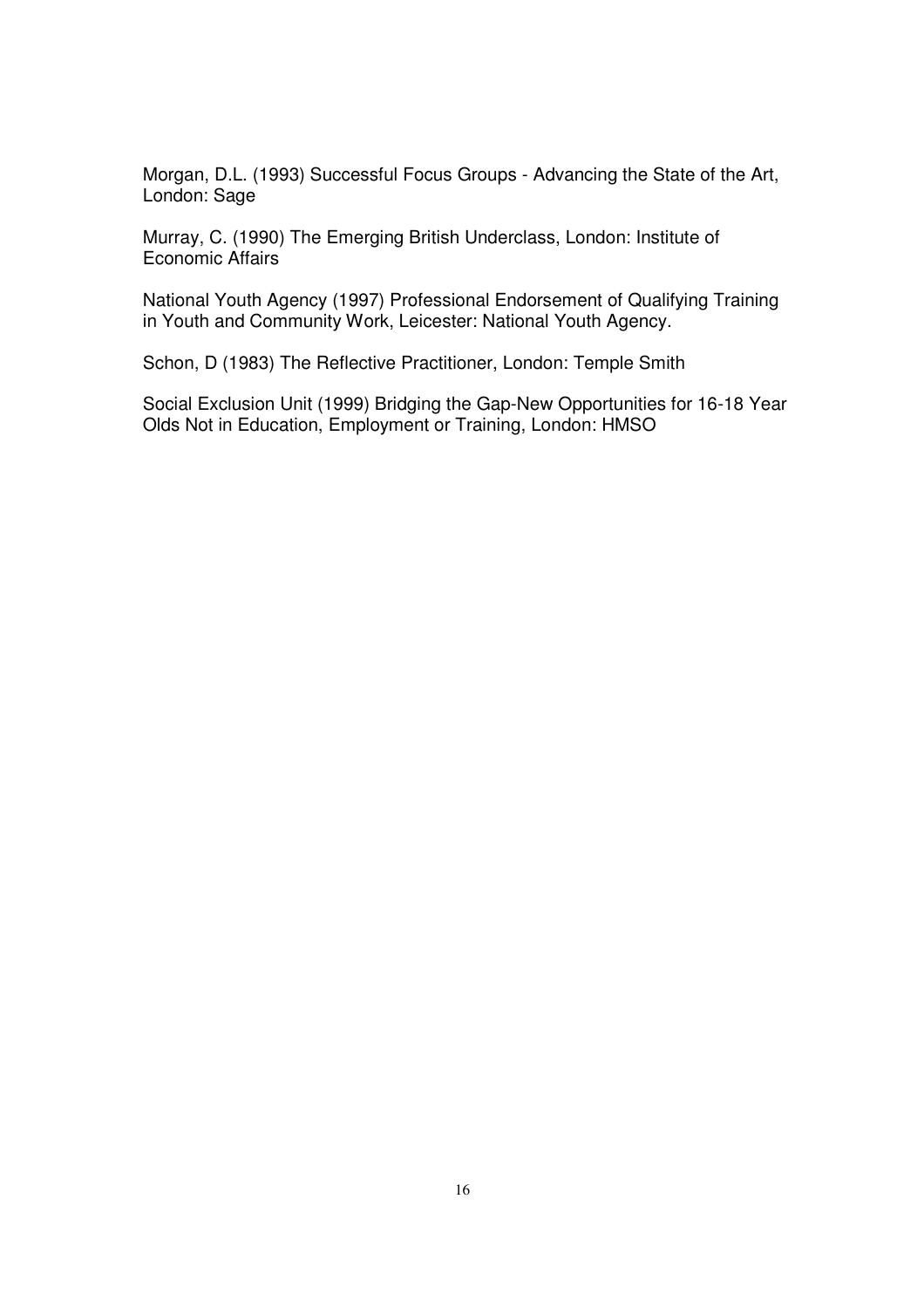Morgan, D.L. (1993) Successful Focus Groups - Advancing the State of the Art, London: Sage

Murray, C. (1990) The Emerging British Underclass, London: Institute of Economic Affairs

National Youth Agency (1997) Professional Endorsement of Qualifying Training in Youth and Community Work, Leicester: National Youth Agency.

Schon, D (1983) The Reflective Practitioner, London: Temple Smith

Social Exclusion Unit (1999) Bridging the Gap-New Opportunities for 16-18 Year Olds Not in Education, Employment or Training, London: HMSO